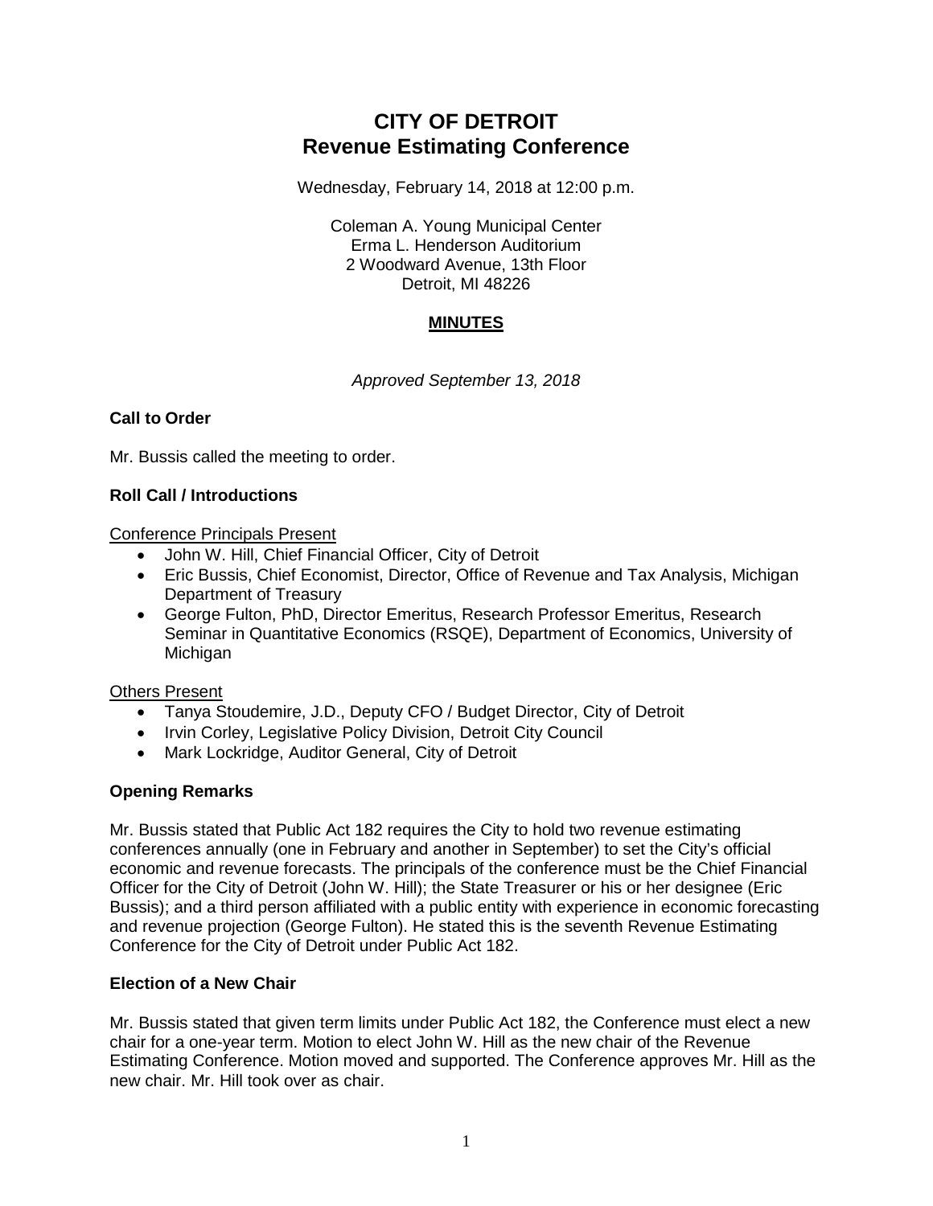# CITY OF DETROIT
# Revenue Estimating Conference

Wednesday, February 14, 2018 at 12:00 p.m.

Coleman A. Young Municipal Center
Erma L. Henderson Auditorium
2 Woodward Avenue, 13th Floor
Detroit, MI 48226

## MINUTES

*Approved September 13, 2018*

### Call to Order

Mr. Bussis called the meeting to order.

### Roll Call / Introductions

Conference Principals Present

- John W. Hill, Chief Financial Officer, City of Detroit
- Eric Bussis, Chief Economist, Director, Office of Revenue and Tax Analysis, Michigan Department of Treasury
- George Fulton, PhD, Director Emeritus, Research Professor Emeritus, Research Seminar in Quantitative Economics (RSQE), Department of Economics, University of Michigan

Others Present

- Tanya Stoudemire, J.D., Deputy CFO / Budget Director, City of Detroit
- Irvin Corley, Legislative Policy Division, Detroit City Council
- Mark Lockridge, Auditor General, City of Detroit

### Opening Remarks

Mr. Bussis stated that Public Act 182 requires the City to hold two revenue estimating conferences annually (one in February and another in September) to set the City's official economic and revenue forecasts. The principals of the conference must be the Chief Financial Officer for the City of Detroit (John W. Hill); the State Treasurer or his or her designee (Eric Bussis); and a third person affiliated with a public entity with experience in economic forecasting and revenue projection (George Fulton). He stated this is the seventh Revenue Estimating Conference for the City of Detroit under Public Act 182.

### Election of a New Chair

Mr. Bussis stated that given term limits under Public Act 182, the Conference must elect a new chair for a one-year term. Motion to elect John W. Hill as the new chair of the Revenue Estimating Conference. Motion moved and supported. The Conference approves Mr. Hill as the new chair. Mr. Hill took over as chair.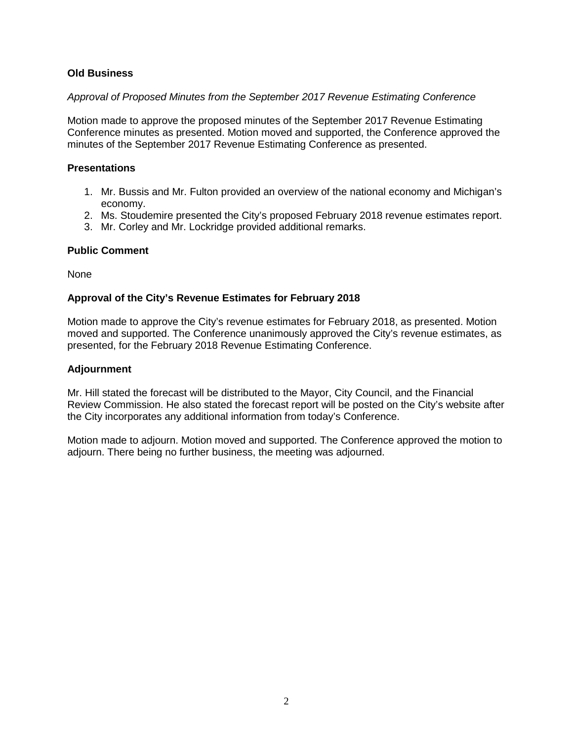## Old Business

*Approval of Proposed Minutes from the September 2017 Revenue Estimating Conference*

Motion made to approve the proposed minutes of the September 2017 Revenue Estimating Conference minutes as presented. Motion moved and supported, the Conference approved the minutes of the September 2017 Revenue Estimating Conference as presented.

## Presentations

1. Mr. Bussis and Mr. Fulton provided an overview of the national economy and Michigan's economy.
2. Ms. Stoudemire presented the City's proposed February 2018 revenue estimates report.
3. Mr. Corley and Mr. Lockridge provided additional remarks.

## Public Comment

None

## Approval of the City's Revenue Estimates for February 2018

Motion made to approve the City's revenue estimates for February 2018, as presented. Motion moved and supported. The Conference unanimously approved the City's revenue estimates, as presented, for the February 2018 Revenue Estimating Conference.

## Adjournment

Mr. Hill stated the forecast will be distributed to the Mayor, City Council, and the Financial Review Commission. He also stated the forecast report will be posted on the City's website after the City incorporates any additional information from today's Conference.

Motion made to adjourn. Motion moved and supported. The Conference approved the motion to adjourn. There being no further business, the meeting was adjourned.